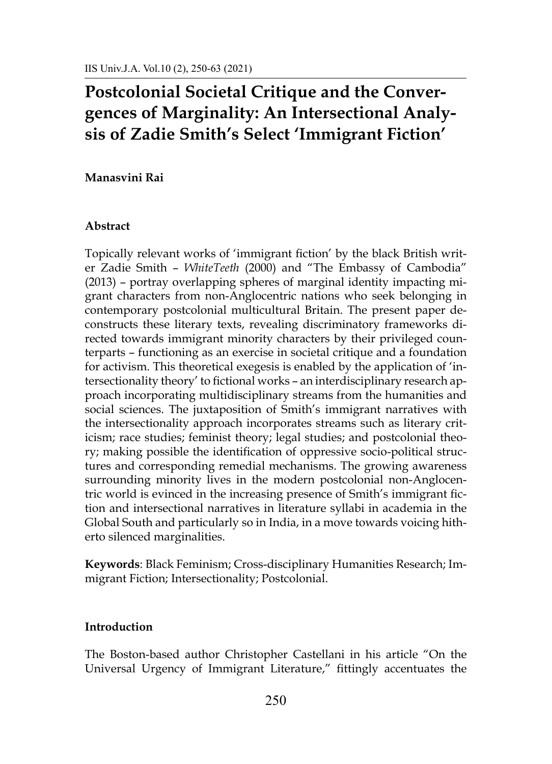# Postcolonial Societal Critique and the Convergences of Marginality: An Intersectional Analysis of Zadie Smith's Select 'Immigrant Fiction'

**Manasvini Rai**

**Abstract**

Topically relevant works of 'immigrant fiction' by the black British writer Zadie Smith – *WhiteTeeth* (2000) and "The Embassy of Cambodia" (2013) – portray overlapping spheres of marginal identity impacting migrant characters from non-Anglocentric nations who seek belonging in contemporary postcolonial multicultural Britain. The present paper deconstructs these literary texts, revealing discriminatory frameworks directed towards immigrant minority characters by their privileged counterparts – functioning as an exercise in societal critique and a foundation for activism. This theoretical exegesis is enabled by the application of 'intersectionality theory' to fictional works – an interdisciplinary research approach incorporating multidisciplinary streams from the humanities and social sciences. The juxtaposition of Smith's immigrant narratives with the intersectionality approach incorporates streams such as literary criticism; race studies; feminist theory; legal studies; and postcolonial theory; making possible the identification of oppressive socio-political structures and corresponding remedial mechanisms. The growing awareness surrounding minority lives in the modern postcolonial non-Anglocentric world is evinced in the increasing presence of Smith's immigrant fiction and intersectional narratives in literature syllabi in academia in the Global South and particularly so in India, in a move towards voicing hitherto silenced marginalities.

**Keywords**: Black Feminism; Cross-disciplinary Humanities Research; Immigrant Fiction; Intersectionality; Postcolonial.

**Introduction**

The Boston-based author Christopher Castellani in his article "On the Universal Urgency of Immigrant Literature," fittingly accentuates the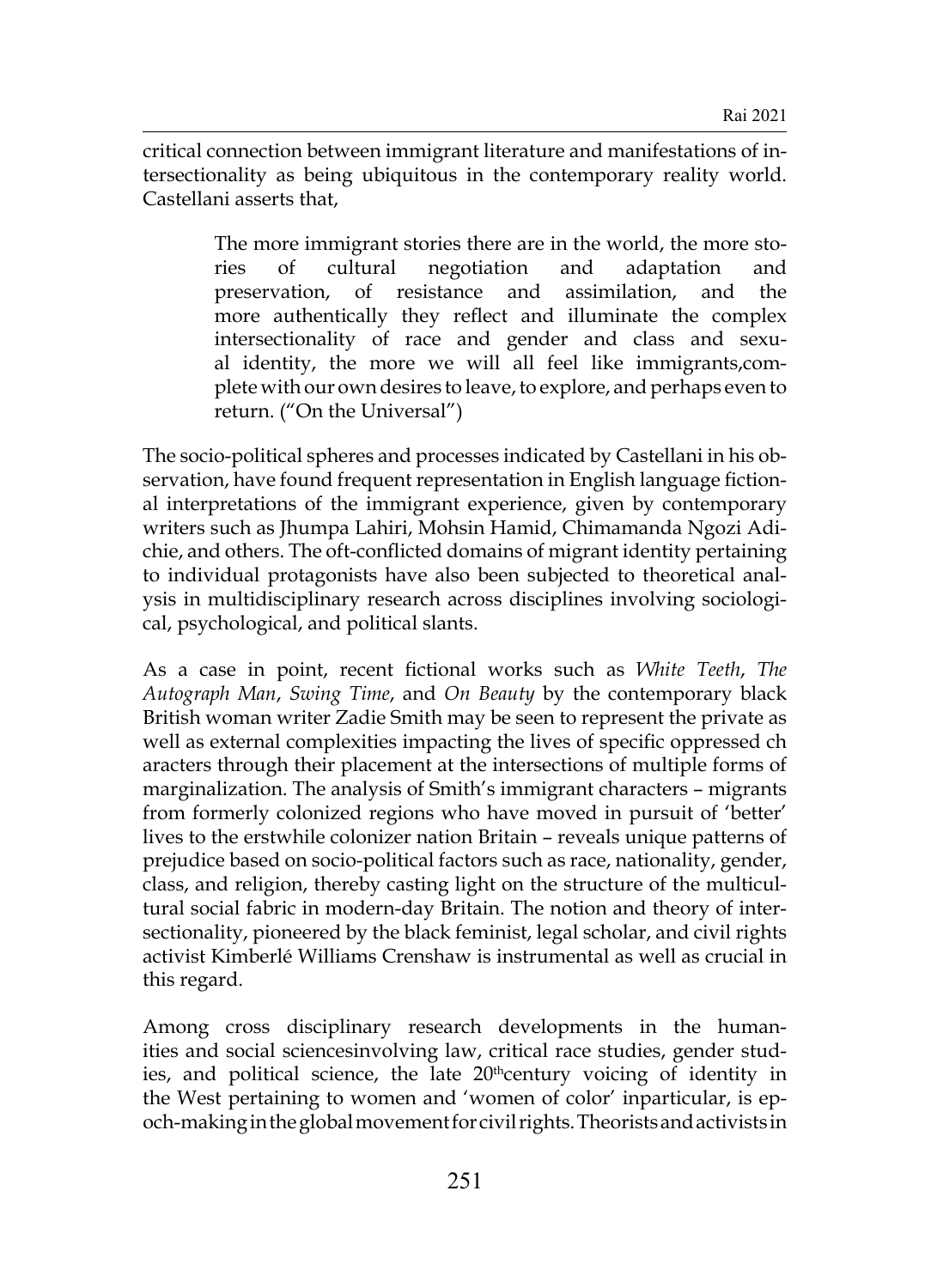critical connection between immigrant literature and manifestations of intersectionality as being ubiquitous in the contemporary reality world. Castellani asserts that,

> The more immigrant stories there are in the world, the more stories of cultural negotiation and adaptation and preservation, of resistance and assimilation, and the more authentically they reflect and illuminate the complex intersectionality of race and gender and class and sexual identity, the more we will all feel like immigrants,complete with our own desires to leave, to explore, and perhaps even to return. ("On the Universal")

The socio-political spheres and processes indicated by Castellani in his observation, have found frequent representation in English language fictional interpretations of the immigrant experience, given by contemporary writers such as Jhumpa Lahiri, Mohsin Hamid, Chimamanda Ngozi Adichie, and others. The oft-conflicted domains of migrant identity pertaining to individual protagonists have also been subjected to theoretical analysis in multidisciplinary research across disciplines involving sociological, psychological, and political slants.

As a case in point, recent fictional works such as *White Teeth*, *The Autograph Man*, *Swing Time*, and *On Beauty* by the contemporary black British woman writer Zadie Smith may be seen to represent the private as well as external complexities impacting the lives of specific oppressed ch aracters through their placement at the intersections of multiple forms of marginalization. The analysis of Smith's immigrant characters – migrants from formerly colonized regions who have moved in pursuit of 'better' lives to the erstwhile colonizer nation Britain – reveals unique patterns of prejudice based on socio-political factors such as race, nationality, gender, class, and religion, thereby casting light on the structure of the multicultural social fabric in modern-day Britain. The notion and theory of intersectionality, pioneered by the black feminist, legal scholar, and civil rights activist Kimberlé Williams Crenshaw is instrumental as well as crucial in this regard.

Among cross disciplinary research developments in the humanities and social sciencesinvolving law, critical race studies, gender studies, and political science, the late 20thcentury voicing of identity in the West pertaining to women and 'women of color' inparticular, is epoch-making in the global movement for civil rights. Theorists and activists in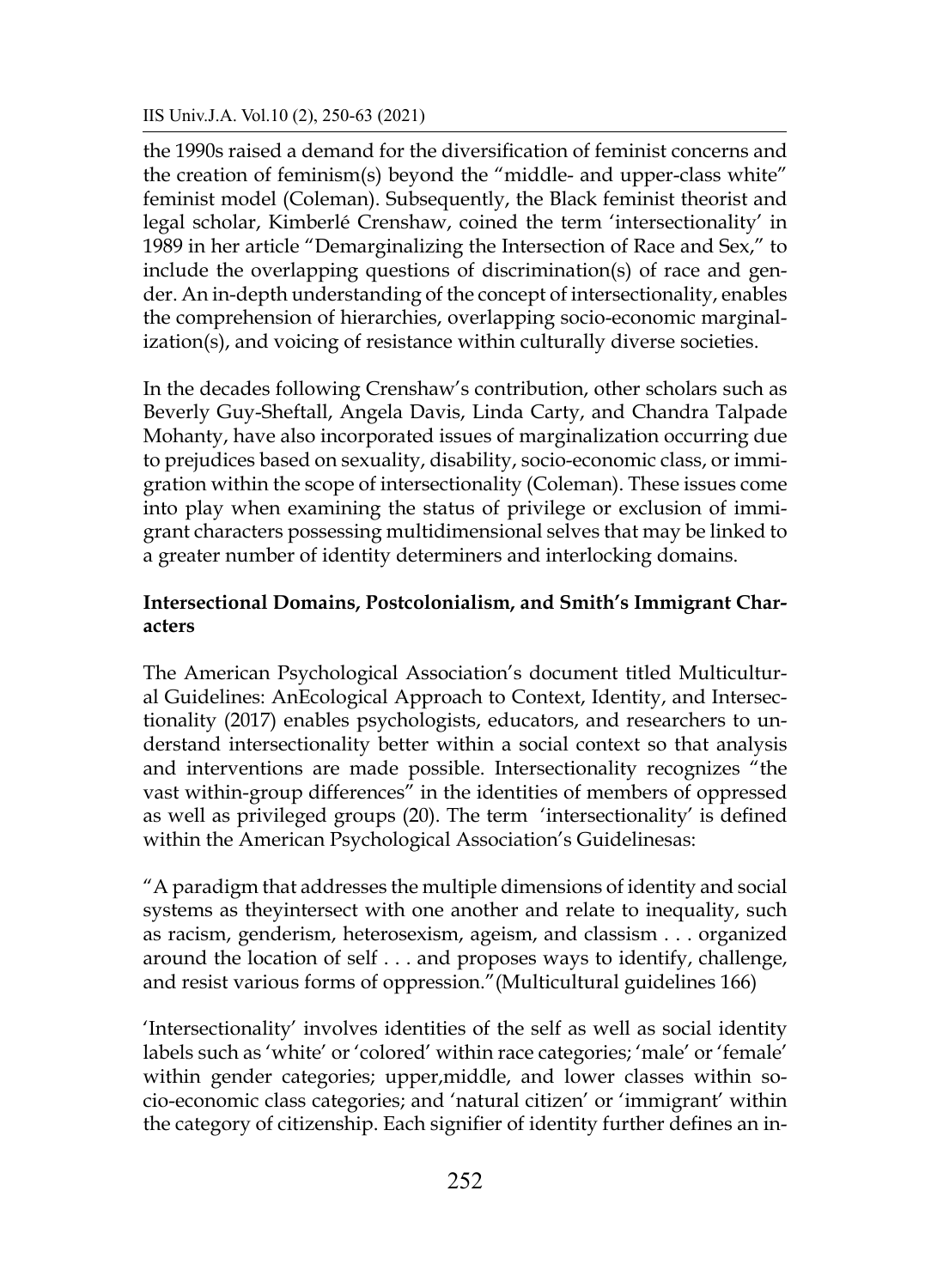the 1990s raised a demand for the diversification of feminist concerns and the creation of feminism(s) beyond the "middle- and upper-class white" feminist model (Coleman). Subsequently, the Black feminist theorist and legal scholar, Kimberlé Crenshaw, coined the term 'intersectionality' in 1989 in her article "Demarginalizing the Intersection of Race and Sex," to include the overlapping questions of discrimination(s) of race and gender. An in-depth understanding of the concept of intersectionality, enables the comprehension of hierarchies, overlapping socio-economic marginalization(s), and voicing of resistance within culturally diverse societies.

In the decades following Crenshaw's contribution, other scholars such as Beverly Guy-Sheftall, Angela Davis, Linda Carty, and Chandra Talpade Mohanty, have also incorporated issues of marginalization occurring due to prejudices based on sexuality, disability, socio-economic class, or immigration within the scope of intersectionality (Coleman). These issues come into play when examining the status of privilege or exclusion of immigrant characters possessing multidimensional selves that may be linked to a greater number of identity determiners and interlocking domains.

**Intersectional Domains, Postcolonialism, and Smith's Immigrant Characters**

The American Psychological Association's document titled Multicultural Guidelines: AnEcological Approach to Context, Identity, and Intersectionality (2017) enables psychologists, educators, and researchers to understand intersectionality better within a social context so that analysis and interventions are made possible. Intersectionality recognizes "the vast within-group differences" in the identities of members of oppressed as well as privileged groups (20). The term 'intersectionality' is defined within the American Psychological Association's Guidelinesas:

"A paradigm that addresses the multiple dimensions of identity and social systems as theyintersect with one another and relate to inequality, such as racism, genderism, heterosexism, ageism, and classism . . . organized around the location of self . . . and proposes ways to identify, challenge, and resist various forms of oppression."(Multicultural guidelines 166)

'Intersectionality' involves identities of the self as well as social identity labels such as 'white' or 'colored' within race categories; 'male' or 'female' within gender categories; upper,middle, and lower classes within socio-economic class categories; and 'natural citizen' or 'immigrant' within the category of citizenship. Each signifier of identity further defines an in-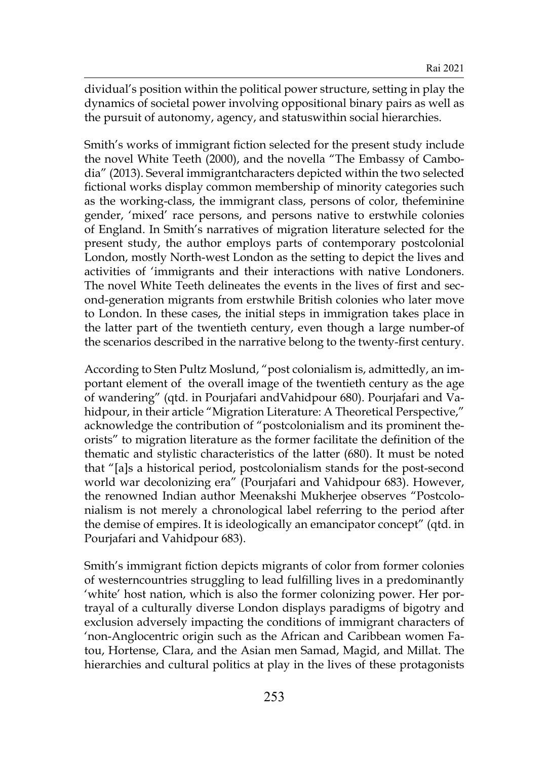dividual's position within the political power structure, setting in play the dynamics of societal power involving oppositional binary pairs as well as the pursuit of autonomy, agency, and statuswithin social hierarchies.

Smith's works of immigrant fiction selected for the present study include the novel White Teeth (2000), and the novella "The Embassy of Cambodia" (2013). Several immigrantcharacters depicted within the two selected fictional works display common membership of minority categories such as the working-class, the immigrant class, persons of color, thefeminine gender, 'mixed' race persons, and persons native to erstwhile colonies of England. In Smith's narratives of migration literature selected for the present study, the author employs parts of contemporary postcolonial London, mostly North-west London as the setting to depict the lives and activities of 'immigrants and their interactions with native Londoners. The novel White Teeth delineates the events in the lives of first and second-generation migrants from erstwhile British colonies who later move to London. In these cases, the initial steps in immigration takes place in the latter part of the twentieth century, even though a large number-of the scenarios described in the narrative belong to the twenty-first century.

According to Sten Pultz Moslund, "post colonialism is, admittedly, an important element of the overall image of the twentieth century as the age of wandering" (qtd. in Pourjafari andVahidpour 680). Pourjafari and Vahidpour, in their article "Migration Literature: A Theoretical Perspective," acknowledge the contribution of "postcolonialism and its prominent theorists" to migration literature as the former facilitate the definition of the thematic and stylistic characteristics of the latter (680). It must be noted that "[a]s a historical period, postcolonialism stands for the post-second world war decolonizing era" (Pourjafari and Vahidpour 683). However, the renowned Indian author Meenakshi Mukherjee observes "Postcolonialism is not merely a chronological label referring to the period after the demise of empires. It is ideologically an emancipator concept" (qtd. in Pourjafari and Vahidpour 683).

Smith's immigrant fiction depicts migrants of color from former colonies of westerncountries struggling to lead fulfilling lives in a predominantly 'white' host nation, which is also the former colonizing power. Her portrayal of a culturally diverse London displays paradigms of bigotry and exclusion adversely impacting the conditions of immigrant characters of 'non-Anglocentric origin such as the African and Caribbean women Fatou, Hortense, Clara, and the Asian men Samad, Magid, and Millat. The hierarchies and cultural politics at play in the lives of these protagonists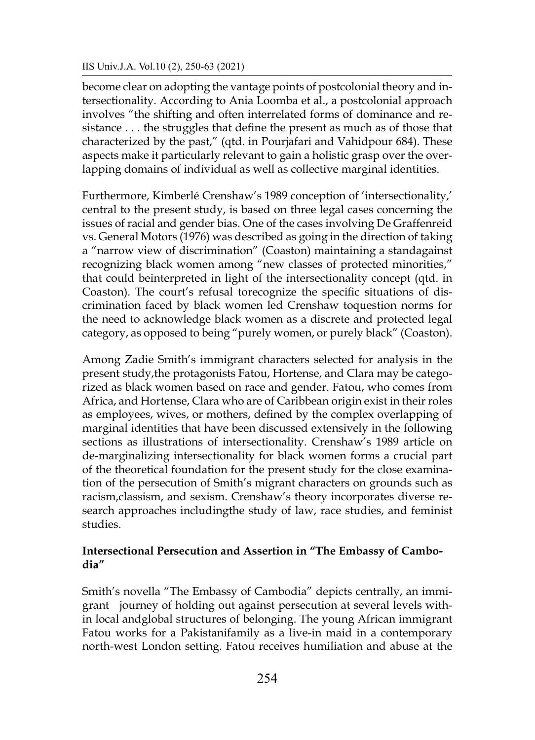become clear on adopting the vantage points of postcolonial theory and intersectionality. According to Ania Loomba et al., a postcolonial approach involves "the shifting and often interrelated forms of dominance and resistance . . . the struggles that define the present as much as of those that characterized by the past," (qtd. in Pourjafari and Vahidpour 684). These aspects make it particularly relevant to gain a holistic grasp over the overlapping domains of individual as well as collective marginal identities.

Furthermore, Kimberlé Crenshaw's 1989 conception of 'intersectionality,' central to the present study, is based on three legal cases concerning the issues of racial and gender bias. One of the cases involving De Graffenreid vs. General Motors (1976) was described as going in the direction of taking a "narrow view of discrimination" (Coaston) maintaining a standagainst recognizing black women among "new classes of protected minorities," that could beinterpreted in light of the intersectionality concept (qtd. in Coaston). The court's refusal torecognize the specific situations of discrimination faced by black women led Crenshaw toquestion norms for the need to acknowledge black women as a discrete and protected legal category, as opposed to being "purely women, or purely black" (Coaston).

Among Zadie Smith's immigrant characters selected for analysis in the present study,the protagonists Fatou, Hortense, and Clara may be categorized as black women based on race and gender. Fatou, who comes from Africa, and Hortense, Clara who are of Caribbean origin exist in their roles as employees, wives, or mothers, defined by the complex overlapping of marginal identities that have been discussed extensively in the following sections as illustrations of intersectionality. Crenshaw's 1989 article on de-marginalizing intersectionality for black women forms a crucial part of the theoretical foundation for the present study for the close examination of the persecution of Smith's migrant characters on grounds such as racism,classism, and sexism. Crenshaw's theory incorporates diverse research approaches includingthe study of law, race studies, and feminist studies.

**Intersectional Persecution and Assertion in "The Embassy of Cambodia"**

Smith's novella "The Embassy of Cambodia" depicts centrally, an immigrant journey of holding out against persecution at several levels within local andglobal structures of belonging. The young African immigrant Fatou works for a Pakistanifamily as a live-in maid in a contemporary north-west London setting. Fatou receives humiliation and abuse at the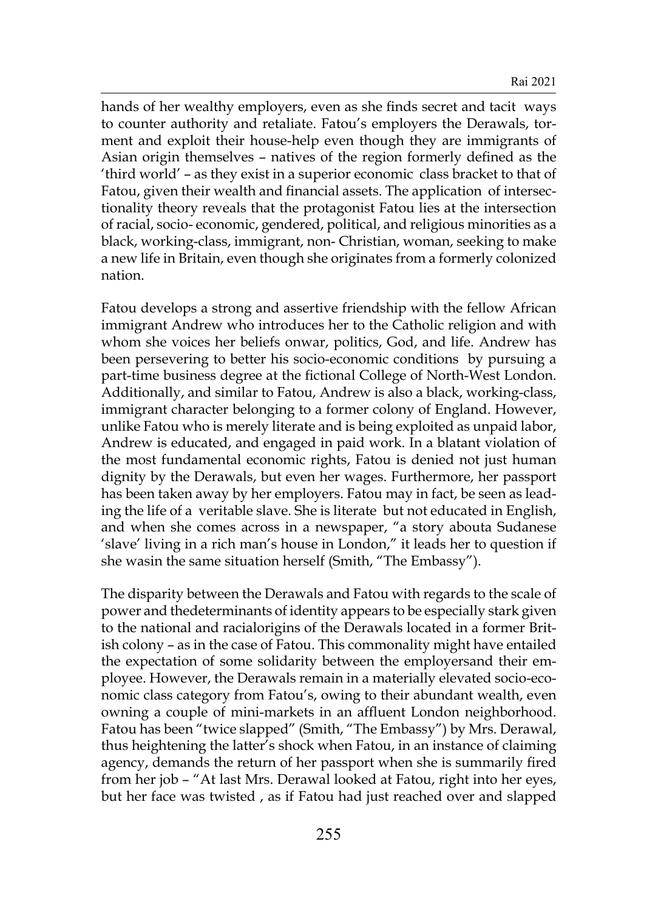hands of her wealthy employers, even as she finds secret and tacit ways to counter authority and retaliate. Fatou's employers the Derawals, torment and exploit their house-help even though they are immigrants of Asian origin themselves – natives of the region formerly defined as the 'third world' – as they exist in a superior economic class bracket to that of Fatou, given their wealth and financial assets. The application of intersectionality theory reveals that the protagonist Fatou lies at the intersection of racial, socio- economic, gendered, political, and religious minorities as a black, working-class, immigrant, non- Christian, woman, seeking to make a new life in Britain, even though she originates from a formerly colonized nation.

Fatou develops a strong and assertive friendship with the fellow African immigrant Andrew who introduces her to the Catholic religion and with whom she voices her beliefs onwar, politics, God, and life. Andrew has been persevering to better his socio-economic conditions by pursuing a part-time business degree at the fictional College of North-West London. Additionally, and similar to Fatou, Andrew is also a black, working-class, immigrant character belonging to a former colony of England. However, unlike Fatou who is merely literate and is being exploited as unpaid labor, Andrew is educated, and engaged in paid work. In a blatant violation of the most fundamental economic rights, Fatou is denied not just human dignity by the Derawals, but even her wages. Furthermore, her passport has been taken away by her employers. Fatou may in fact, be seen as leading the life of a veritable slave. She is literate but not educated in English, and when she comes across in a newspaper, "a story abouta Sudanese 'slave' living in a rich man's house in London," it leads her to question if she wasin the same situation herself (Smith, "The Embassy").

The disparity between the Derawals and Fatou with regards to the scale of power and thedeterminants of identity appears to be especially stark given to the national and racialorigins of the Derawals located in a former British colony – as in the case of Fatou. This commonality might have entailed the expectation of some solidarity between the employersand their employee. However, the Derawals remain in a materially elevated socio-economic class category from Fatou's, owing to their abundant wealth, even owning a couple of mini-markets in an affluent London neighborhood. Fatou has been "twice slapped" (Smith, "The Embassy") by Mrs. Derawal, thus heightening the latter's shock when Fatou, in an instance of claiming agency, demands the return of her passport when she is summarily fired from her job – "At last Mrs. Derawal looked at Fatou, right into her eyes, but her face was twisted , as if Fatou had just reached over and slapped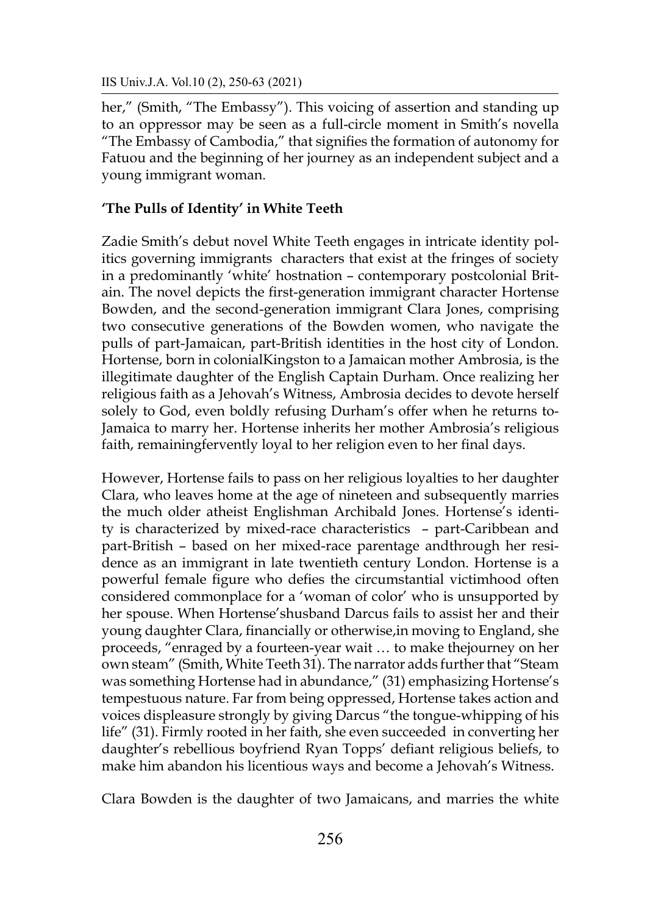her," (Smith, "The Embassy"). This voicing of assertion and standing up to an oppressor may be seen as a full-circle moment in Smith's novella "The Embassy of Cambodia," that signifies the formation of autonomy for Fatuou and the beginning of her journey as an independent subject and a young immigrant woman.

**'The Pulls of Identity' in White Teeth**

Zadie Smith's debut novel White Teeth engages in intricate identity politics governing immigrants characters that exist at the fringes of society in a predominantly 'white' hostnation – contemporary postcolonial Britain. The novel depicts the first-generation immigrant character Hortense Bowden, and the second-generation immigrant Clara Jones, comprising two consecutive generations of the Bowden women, who navigate the pulls of part-Jamaican, part-British identities in the host city of London. Hortense, born in colonialKingston to a Jamaican mother Ambrosia, is the illegitimate daughter of the English Captain Durham. Once realizing her religious faith as a Jehovah's Witness, Ambrosia decides to devote herself solely to God, even boldly refusing Durham's offer when he returns to-Jamaica to marry her. Hortense inherits her mother Ambrosia's religious faith, remainingfervently loyal to her religion even to her final days.

However, Hortense fails to pass on her religious loyalties to her daughter Clara, who leaves home at the age of nineteen and subsequently marries the much older atheist Englishman Archibald Jones. Hortense's identity is characterized by mixed-race characteristics – part-Caribbean and part-British – based on her mixed-race parentage andthrough her residence as an immigrant in late twentieth century London. Hortense is a powerful female figure who defies the circumstantial victimhood often considered commonplace for a 'woman of color' who is unsupported by her spouse. When Hortense'shusband Darcus fails to assist her and their young daughter Clara, financially or otherwise,in moving to England, she proceeds, "enraged by a fourteen-year wait … to make thejourney on her own steam" (Smith, White Teeth 31). The narrator adds further that "Steam was something Hortense had in abundance," (31) emphasizing Hortense's tempestuous nature. Far from being oppressed, Hortense takes action and voices displeasure strongly by giving Darcus "the tongue-whipping of his life" (31). Firmly rooted in her faith, she even succeeded in converting her daughter's rebellious boyfriend Ryan Topps' defiant religious beliefs, to make him abandon his licentious ways and become a Jehovah's Witness.

Clara Bowden is the daughter of two Jamaicans, and marries the white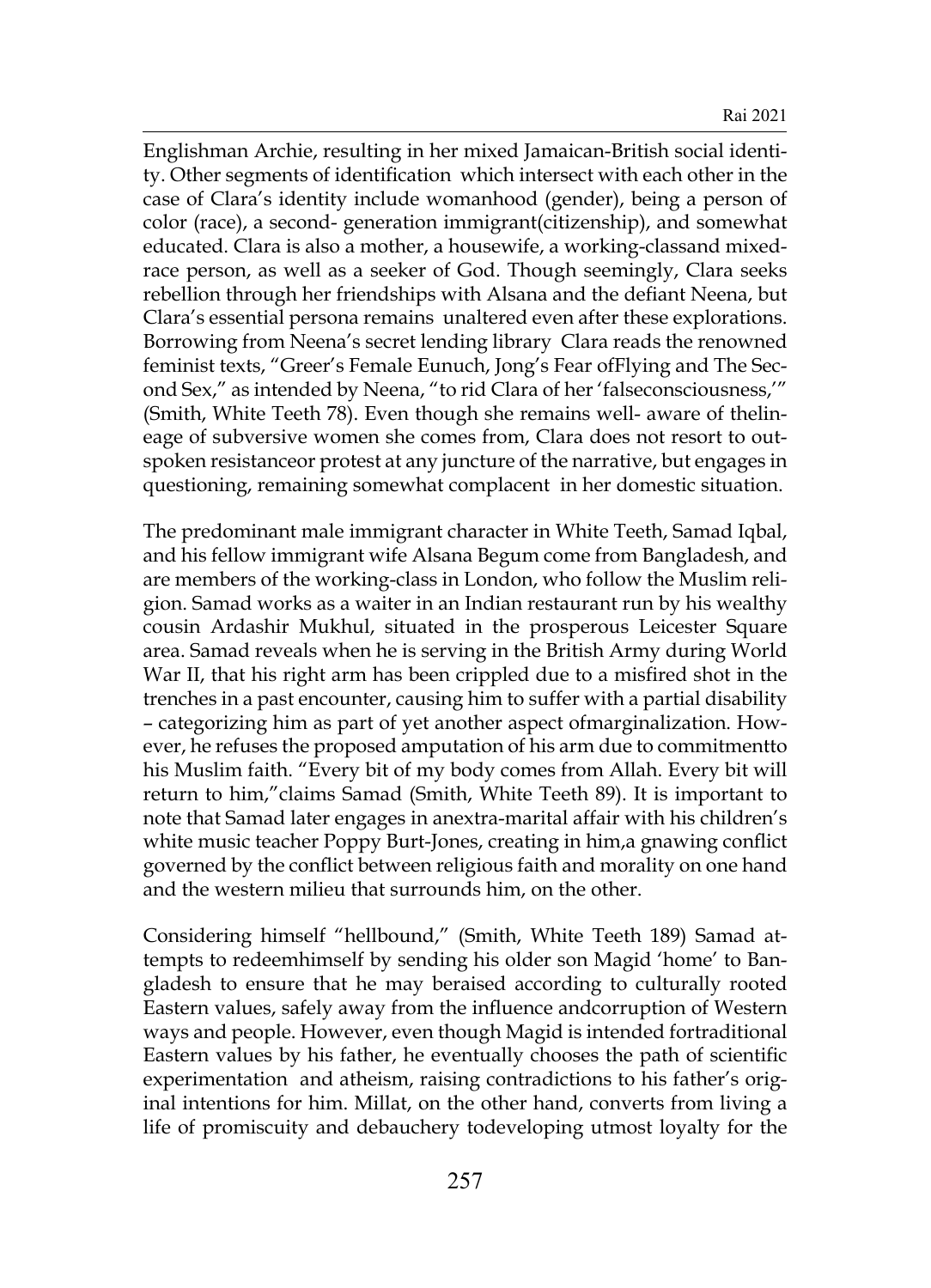Englishman Archie, resulting in her mixed Jamaican-British social identity. Other segments of identification which intersect with each other in the case of Clara's identity include womanhood (gender), being a person of color (race), a second- generation immigrant(citizenship), and somewhat educated. Clara is also a mother, a housewife, a working-classand mixed-race person, as well as a seeker of God. Though seemingly, Clara seeks rebellion through her friendships with Alsana and the defiant Neena, but Clara's essential persona remains unaltered even after these explorations. Borrowing from Neena's secret lending library Clara reads the renowned feminist texts, "Greer's Female Eunuch, Jong's Fear ofFlying and The Second Sex," as intended by Neena, "to rid Clara of her 'falseconsciousness,'" (Smith, White Teeth 78). Even though she remains well- aware of thelineage of subversive women she comes from, Clara does not resort to outspoken resistanceor protest at any juncture of the narrative, but engages in questioning, remaining somewhat complacent in her domestic situation.

The predominant male immigrant character in White Teeth, Samad Iqbal, and his fellow immigrant wife Alsana Begum come from Bangladesh, and are members of the working-class in London, who follow the Muslim religion. Samad works as a waiter in an Indian restaurant run by his wealthy cousin Ardashir Mukhul, situated in the prosperous Leicester Square area. Samad reveals when he is serving in the British Army during World War II, that his right arm has been crippled due to a misfired shot in the trenches in a past encounter, causing him to suffer with a partial disability – categorizing him as part of yet another aspect ofmarginalization. However, he refuses the proposed amputation of his arm due to commitmentto his Muslim faith. "Every bit of my body comes from Allah. Every bit will return to him,"claims Samad (Smith, White Teeth 89). It is important to note that Samad later engages in anextra-marital affair with his children's white music teacher Poppy Burt-Jones, creating in him,a gnawing conflict governed by the conflict between religious faith and morality on one hand and the western milieu that surrounds him, on the other.

Considering himself "hellbound," (Smith, White Teeth 189) Samad attempts to redeemhimself by sending his older son Magid 'home' to Bangladesh to ensure that he may beraised according to culturally rooted Eastern values, safely away from the influence andcorruption of Western ways and people. However, even though Magid is intended fortraditional Eastern values by his father, he eventually chooses the path of scientific experimentation and atheism, raising contradictions to his father's original intentions for him. Millat, on the other hand, converts from living a life of promiscuity and debauchery todeveloping utmost loyalty for the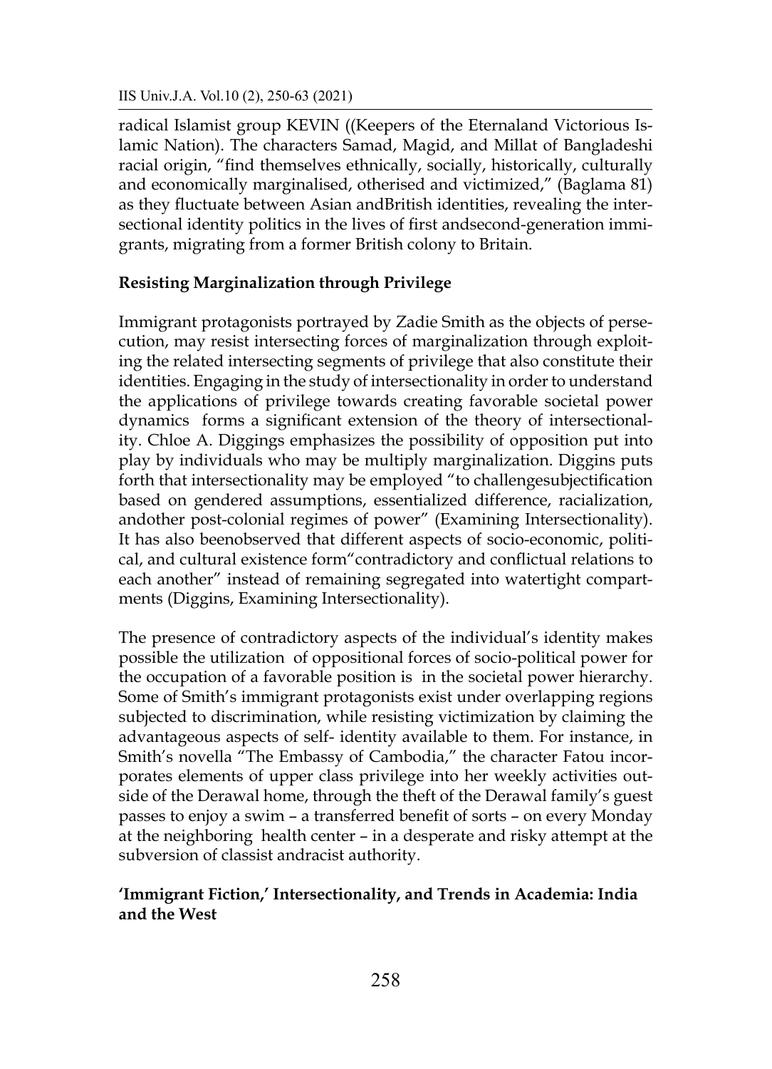radical Islamist group KEVIN ((Keepers of the Eternaland Victorious Islamic Nation). The characters Samad, Magid, and Millat of Bangladeshi racial origin, "find themselves ethnically, socially, historically, culturally and economically marginalised, otherised and victimized," (Baglama 81) as they fluctuate between Asian andBritish identities, revealing the intersectional identity politics in the lives of first andsecond-generation immigrants, migrating from a former British colony to Britain.

### Resisting Marginalization through Privilege

Immigrant protagonists portrayed by Zadie Smith as the objects of persecution, may resist intersecting forces of marginalization through exploiting the related intersecting segments of privilege that also constitute their identities. Engaging in the study of intersectionality in order to understand the applications of privilege towards creating favorable societal power dynamics forms a significant extension of the theory of intersectionality. Chloe A. Diggings emphasizes the possibility of opposition put into play by individuals who may be multiply marginalization. Diggins puts forth that intersectionality may be employed "to challengesubjectification based on gendered assumptions, essentialized difference, racialization, andother post-colonial regimes of power" (Examining Intersectionality). It has also beenobserved that different aspects of socio-economic, political, and cultural existence form"contradictory and conflictual relations to each another" instead of remaining segregated into watertight compartments (Diggins, Examining Intersectionality).

The presence of contradictory aspects of the individual's identity makes possible the utilization of oppositional forces of socio-political power for the occupation of a favorable position is in the societal power hierarchy. Some of Smith's immigrant protagonists exist under overlapping regions subjected to discrimination, while resisting victimization by claiming the advantageous aspects of self- identity available to them. For instance, in Smith's novella "The Embassy of Cambodia," the character Fatou incorporates elements of upper class privilege into her weekly activities outside of the Derawal home, through the theft of the Derawal family's guest passes to enjoy a swim – a transferred benefit of sorts – on every Monday at the neighboring health center – in a desperate and risky attempt at the subversion of classist andracist authority.

### 'Immigrant Fiction,' Intersectionality, and Trends in Academia: India and the West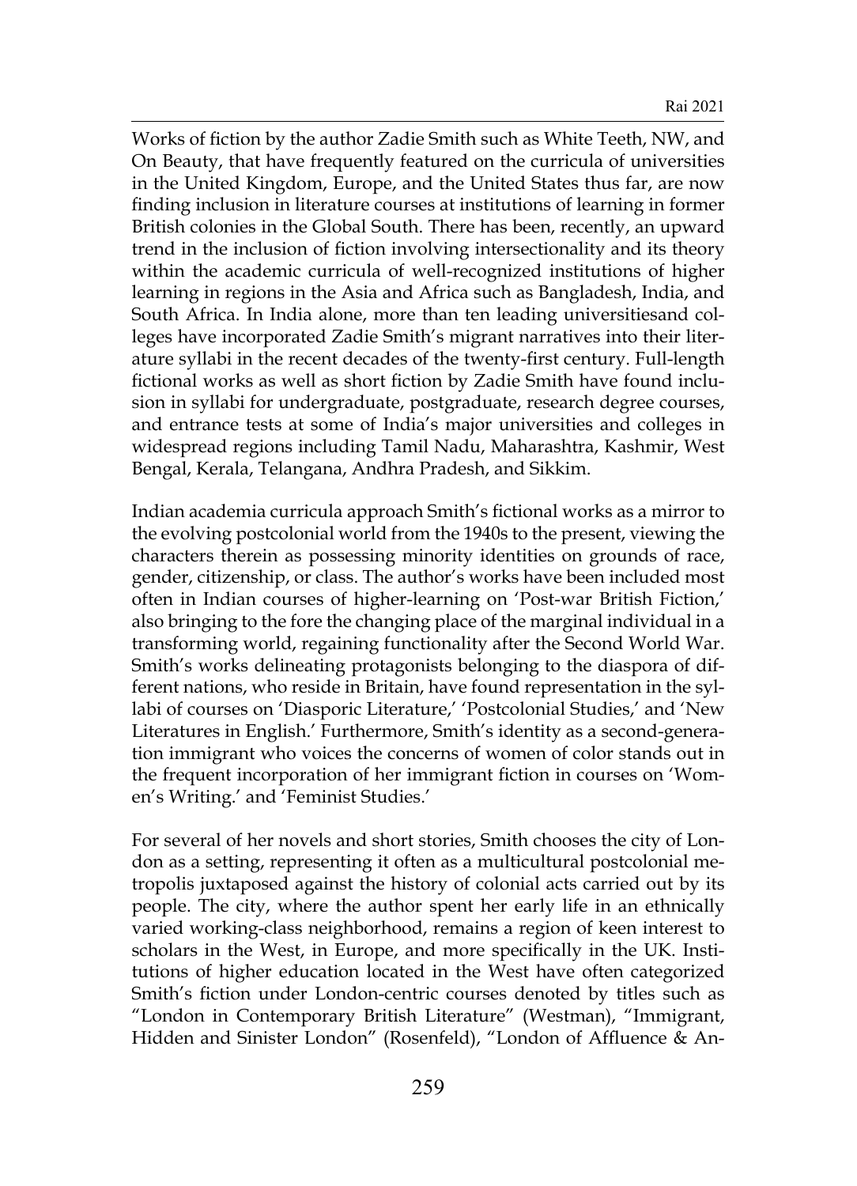Works of fiction by the author Zadie Smith such as White Teeth, NW, and On Beauty, that have frequently featured on the curricula of universities in the United Kingdom, Europe, and the United States thus far, are now finding inclusion in literature courses at institutions of learning in former British colonies in the Global South. There has been, recently, an upward trend in the inclusion of fiction involving intersectionality and its theory within the academic curricula of well-recognized institutions of higher learning in regions in the Asia and Africa such as Bangladesh, India, and South Africa. In India alone, more than ten leading universitiesand colleges have incorporated Zadie Smith's migrant narratives into their literature syllabi in the recent decades of the twenty-first century. Full-length fictional works as well as short fiction by Zadie Smith have found inclusion in syllabi for undergraduate, postgraduate, research degree courses, and entrance tests at some of India's major universities and colleges in widespread regions including Tamil Nadu, Maharashtra, Kashmir, West Bengal, Kerala, Telangana, Andhra Pradesh, and Sikkim.

Indian academia curricula approach Smith's fictional works as a mirror to the evolving postcolonial world from the 1940s to the present, viewing the characters therein as possessing minority identities on grounds of race, gender, citizenship, or class. The author's works have been included most often in Indian courses of higher-learning on 'Post-war British Fiction,' also bringing to the fore the changing place of the marginal individual in a transforming world, regaining functionality after the Second World War. Smith's works delineating protagonists belonging to the diaspora of different nations, who reside in Britain, have found representation in the syllabi of courses on 'Diasporic Literature,' 'Postcolonial Studies,' and 'New Literatures in English.' Furthermore, Smith's identity as a second-generation immigrant who voices the concerns of women of color stands out in the frequent incorporation of her immigrant fiction in courses on 'Women's Writing.' and 'Feminist Studies.'

For several of her novels and short stories, Smith chooses the city of London as a setting, representing it often as a multicultural postcolonial metropolis juxtaposed against the history of colonial acts carried out by its people. The city, where the author spent her early life in an ethnically varied working-class neighborhood, remains a region of keen interest to scholars in the West, in Europe, and more specifically in the UK. Institutions of higher education located in the West have often categorized Smith's fiction under London-centric courses denoted by titles such as "London in Contemporary British Literature" (Westman), "Immigrant, Hidden and Sinister London" (Rosenfeld), "London of Affluence & An-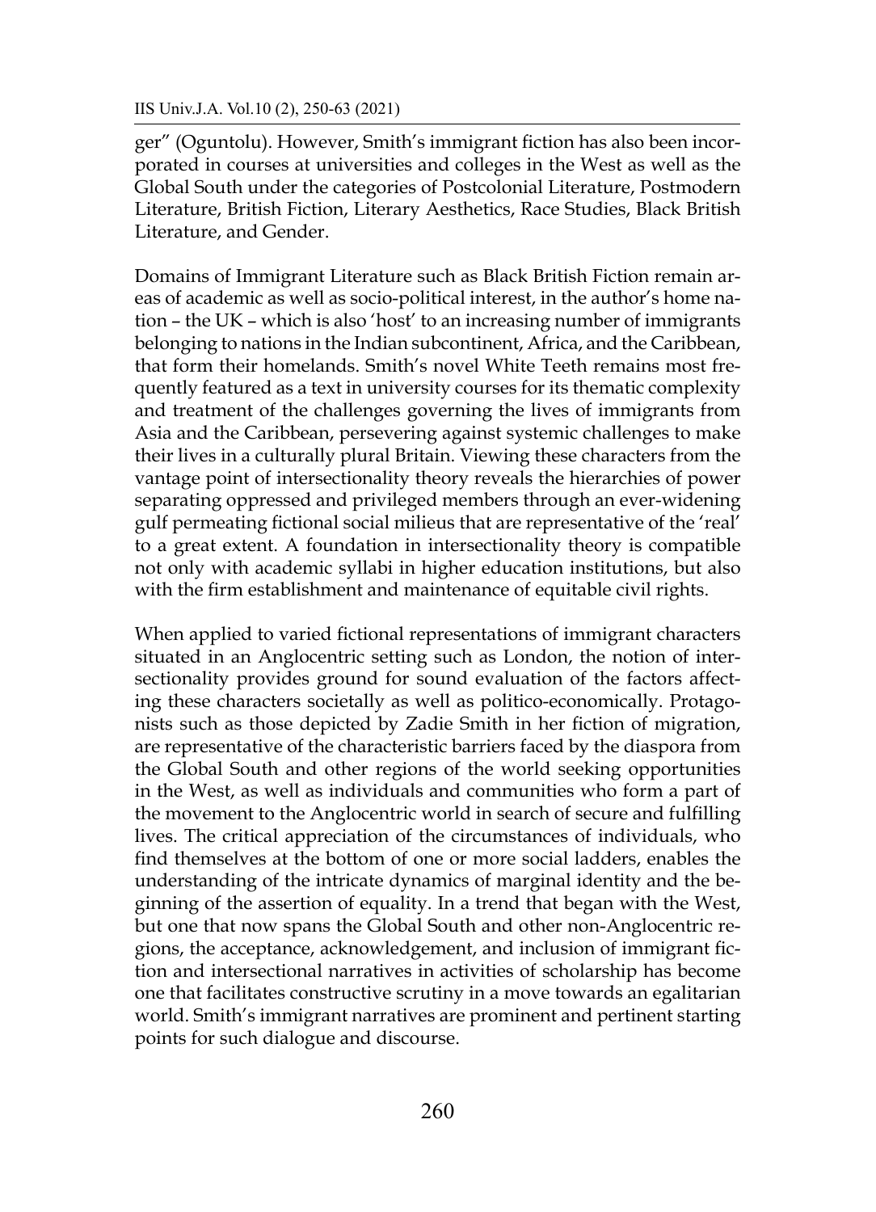ger" (Oguntolu). However, Smith's immigrant fiction has also been incorporated in courses at universities and colleges in the West as well as the Global South under the categories of Postcolonial Literature, Postmodern Literature, British Fiction, Literary Aesthetics, Race Studies, Black British Literature, and Gender.

Domains of Immigrant Literature such as Black British Fiction remain areas of academic as well as socio-political interest, in the author's home nation – the UK – which is also 'host' to an increasing number of immigrants belonging to nations in the Indian subcontinent, Africa, and the Caribbean, that form their homelands. Smith's novel White Teeth remains most frequently featured as a text in university courses for its thematic complexity and treatment of the challenges governing the lives of immigrants from Asia and the Caribbean, persevering against systemic challenges to make their lives in a culturally plural Britain. Viewing these characters from the vantage point of intersectionality theory reveals the hierarchies of power separating oppressed and privileged members through an ever-widening gulf permeating fictional social milieus that are representative of the 'real' to a great extent. A foundation in intersectionality theory is compatible not only with academic syllabi in higher education institutions, but also with the firm establishment and maintenance of equitable civil rights.

When applied to varied fictional representations of immigrant characters situated in an Anglocentric setting such as London, the notion of intersectionality provides ground for sound evaluation of the factors affecting these characters societally as well as politico-economically. Protagonists such as those depicted by Zadie Smith in her fiction of migration, are representative of the characteristic barriers faced by the diaspora from the Global South and other regions of the world seeking opportunities in the West, as well as individuals and communities who form a part of the movement to the Anglocentric world in search of secure and fulfilling lives. The critical appreciation of the circumstances of individuals, who find themselves at the bottom of one or more social ladders, enables the understanding of the intricate dynamics of marginal identity and the beginning of the assertion of equality. In a trend that began with the West, but one that now spans the Global South and other non-Anglocentric regions, the acceptance, acknowledgement, and inclusion of immigrant fiction and intersectional narratives in activities of scholarship has become one that facilitates constructive scrutiny in a move towards an egalitarian world. Smith's immigrant narratives are prominent and pertinent starting points for such dialogue and discourse.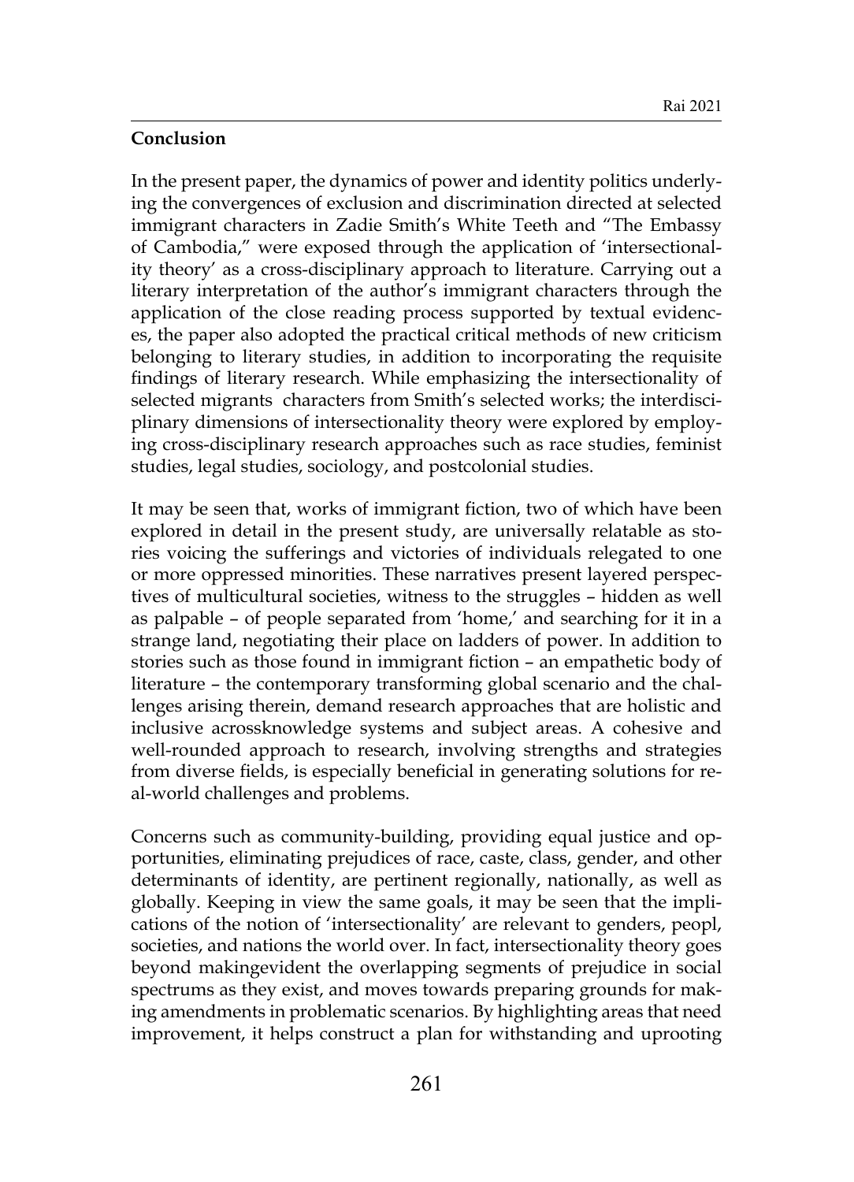**Conclusion**

In the present paper, the dynamics of power and identity politics underlying the convergences of exclusion and discrimination directed at selected immigrant characters in Zadie Smith's White Teeth and "The Embassy of Cambodia," were exposed through the application of 'intersectionality theory' as a cross-disciplinary approach to literature. Carrying out a literary interpretation of the author's immigrant characters through the application of the close reading process supported by textual evidences, the paper also adopted the practical critical methods of new criticism belonging to literary studies, in addition to incorporating the requisite findings of literary research. While emphasizing the intersectionality of selected migrants characters from Smith's selected works; the interdisciplinary dimensions of intersectionality theory were explored by employing cross-disciplinary research approaches such as race studies, feminist studies, legal studies, sociology, and postcolonial studies.

It may be seen that, works of immigrant fiction, two of which have been explored in detail in the present study, are universally relatable as stories voicing the sufferings and victories of individuals relegated to one or more oppressed minorities. These narratives present layered perspectives of multicultural societies, witness to the struggles – hidden as well as palpable – of people separated from 'home,' and searching for it in a strange land, negotiating their place on ladders of power. In addition to stories such as those found in immigrant fiction – an empathetic body of literature – the contemporary transforming global scenario and the challenges arising therein, demand research approaches that are holistic and inclusive acrossknowledge systems and subject areas. A cohesive and well-rounded approach to research, involving strengths and strategies from diverse fields, is especially beneficial in generating solutions for real-world challenges and problems.

Concerns such as community-building, providing equal justice and opportunities, eliminating prejudices of race, caste, class, gender, and other determinants of identity, are pertinent regionally, nationally, as well as globally. Keeping in view the same goals, it may be seen that the implications of the notion of 'intersectionality' are relevant to genders, peopl, societies, and nations the world over. In fact, intersectionality theory goes beyond makingevident the overlapping segments of prejudice in social spectrums as they exist, and moves towards preparing grounds for making amendments in problematic scenarios. By highlighting areas that need improvement, it helps construct a plan for withstanding and uprooting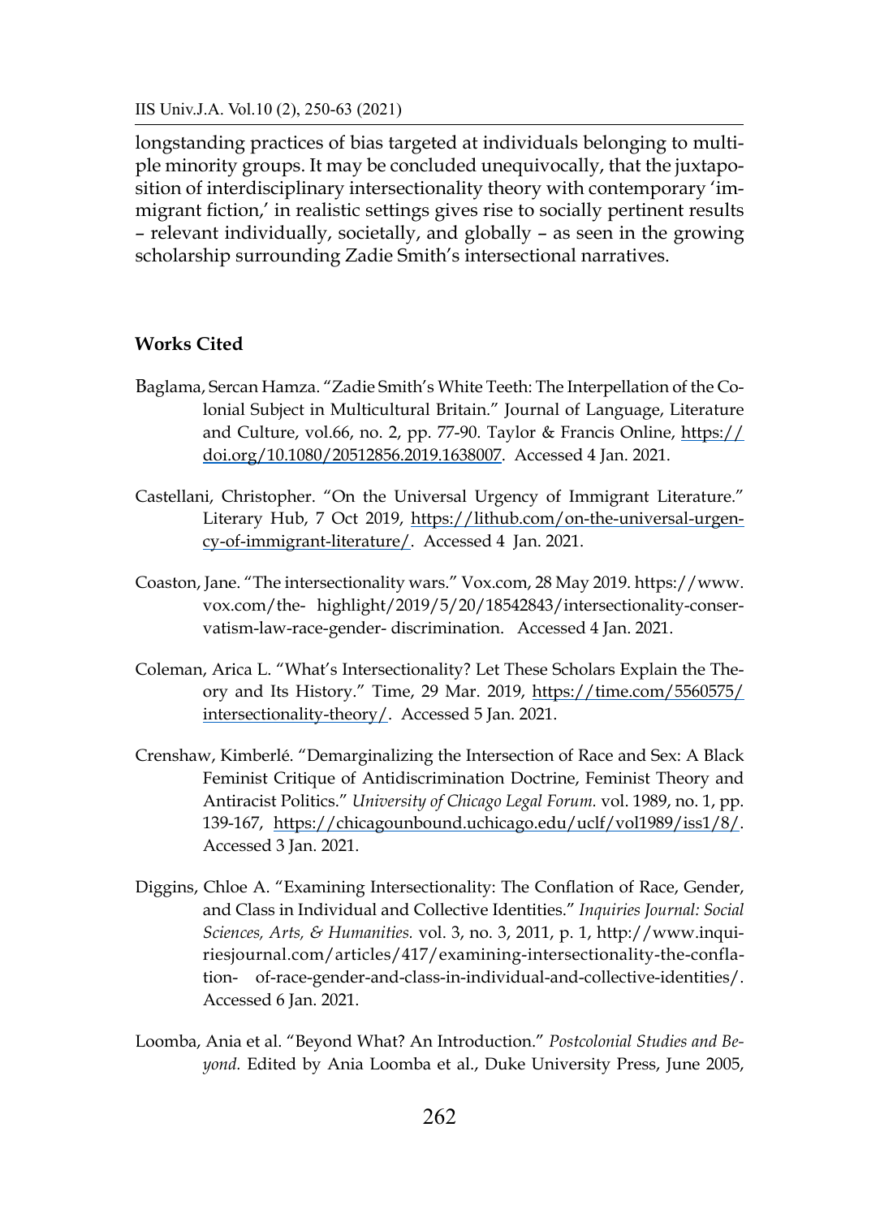longstanding practices of bias targeted at individuals belonging to multiple minority groups. It may be concluded unequivocally, that the juxtaposition of interdisciplinary intersectionality theory with contemporary 'immigrant fiction,' in realistic settings gives rise to socially pertinent results – relevant individually, societally, and globally – as seen in the growing scholarship surrounding Zadie Smith's intersectional narratives.

## Works Cited

Baglama, Sercan Hamza. "Zadie Smith's White Teeth: The Interpellation of the Colonial Subject in Multicultural Britain." Journal of Language, Literature and Culture, vol.66, no. 2, pp. 77-90. Taylor & Francis Online, https://doi.org/10.1080/20512856.2019.1638007. Accessed 4 Jan. 2021.

Castellani, Christopher. "On the Universal Urgency of Immigrant Literature." Literary Hub, 7 Oct 2019, https://lithub.com/on-the-universal-urgency-of-immigrant-literature/. Accessed 4 Jan. 2021.

Coaston, Jane. "The intersectionality wars." Vox.com, 28 May 2019. https://www.vox.com/the- highlight/2019/5/20/18542843/intersectionality-conservatism-law-race-gender- discrimination. Accessed 4 Jan. 2021.

Coleman, Arica L. "What's Intersectionality? Let These Scholars Explain the Theory and Its History." Time, 29 Mar. 2019, https://time.com/5560575/intersectionality-theory/. Accessed 5 Jan. 2021.

Crenshaw, Kimberlé. "Demarginalizing the Intersection of Race and Sex: A Black Feminist Critique of Antidiscrimination Doctrine, Feminist Theory and Antiracist Politics." *University of Chicago Legal Forum.* vol. 1989, no. 1, pp. 139-167, https://chicagounbound.uchicago.edu/uclf/vol1989/iss1/8/. Accessed 3 Jan. 2021.

Diggins, Chloe A. "Examining Intersectionality: The Conflation of Race, Gender, and Class in Individual and Collective Identities." *Inquiries Journal: Social Sciences, Arts, & Humanities.* vol. 3, no. 3, 2011, p. 1, http://www.inquiriesjournal.com/articles/417/examining-intersectionality-the-conflation- of-race-gender-and-class-in-individual-and-collective-identities/. Accessed 6 Jan. 2021.

Loomba, Ania et al. "Beyond What? An Introduction." *Postcolonial Studies and Beyond.* Edited by Ania Loomba et al., Duke University Press, June 2005,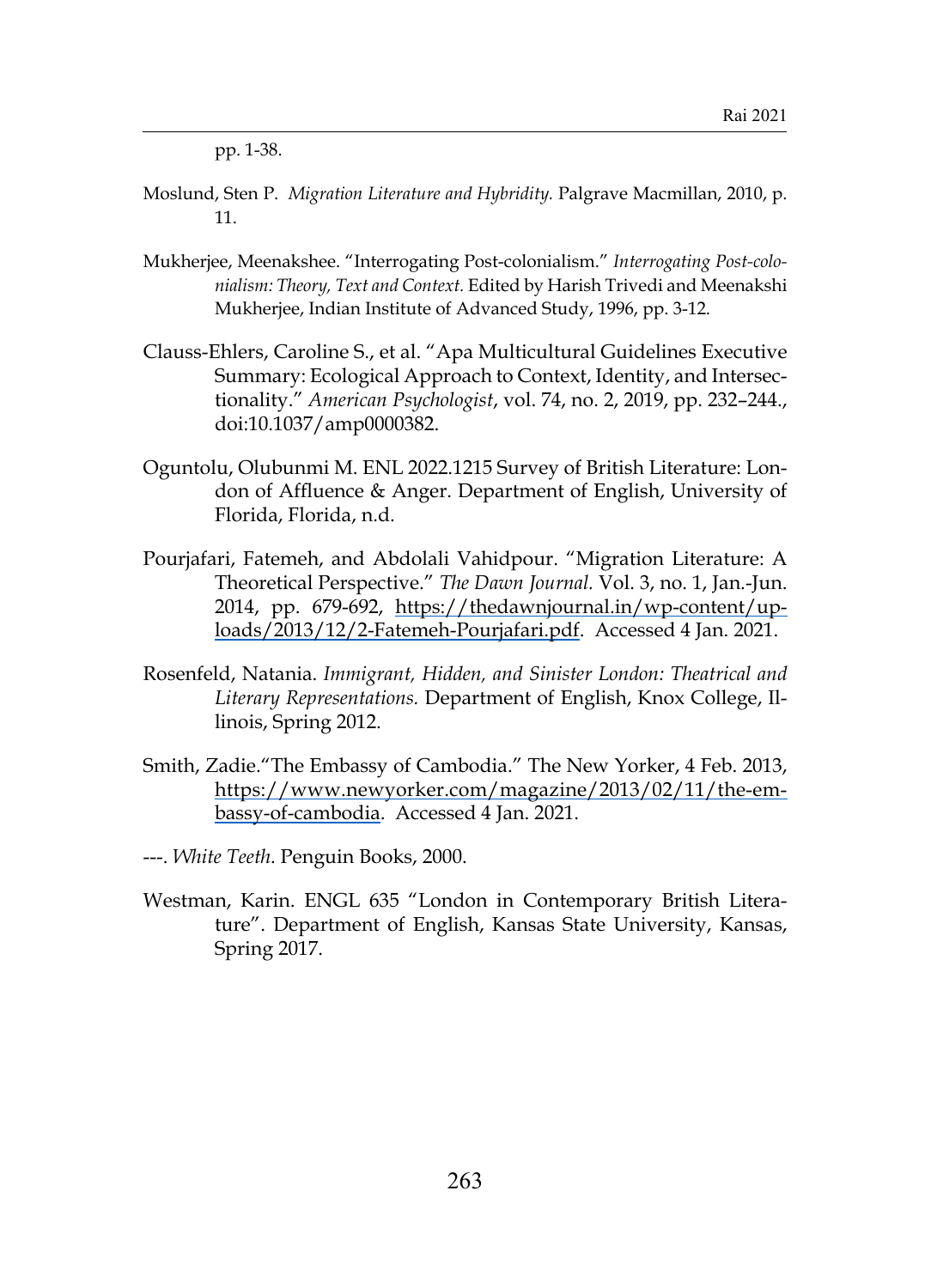pp. 1-38.

Moslund, Sten P. *Migration Literature and Hybridity.* Palgrave Macmillan, 2010, p. 11.

Mukherjee, Meenakshee. "Interrogating Post-colonialism." *Interrogating Post-colonialism: Theory, Text and Context.* Edited by Harish Trivedi and Meenakshi Mukherjee, Indian Institute of Advanced Study, 1996, pp. 3-12.

Clauss-Ehlers, Caroline S., et al. "Apa Multicultural Guidelines Executive Summary: Ecological Approach to Context, Identity, and Intersectionality." *American Psychologist*, vol. 74, no. 2, 2019, pp. 232–244., doi:10.1037/amp0000382.

Oguntolu, Olubunmi M. ENL 2022.1215 Survey of British Literature: London of Affluence & Anger. Department of English, University of Florida, Florida, n.d.

Pourjafari, Fatemeh, and Abdolali Vahidpour. "Migration Literature: A Theoretical Perspective." *The Dawn Journal.* Vol. 3, no. 1, Jan.-Jun. 2014, pp. 679-692, https://thedawnjournal.in/wp-content/uploads/2013/12/2-Fatemeh-Pourjafari.pdf. Accessed 4 Jan. 2021.

Rosenfeld, Natania. *Immigrant, Hidden, and Sinister London: Theatrical and Literary Representations.* Department of English, Knox College, Illinois, Spring 2012.

Smith, Zadie."The Embassy of Cambodia." The New Yorker, 4 Feb. 2013, https://www.newyorker.com/magazine/2013/02/11/the-embassy-of-cambodia. Accessed 4 Jan. 2021.

---. *White Teeth*. Penguin Books, 2000.

Westman, Karin. ENGL 635 "London in Contemporary British Literature". Department of English, Kansas State University, Kansas, Spring 2017.